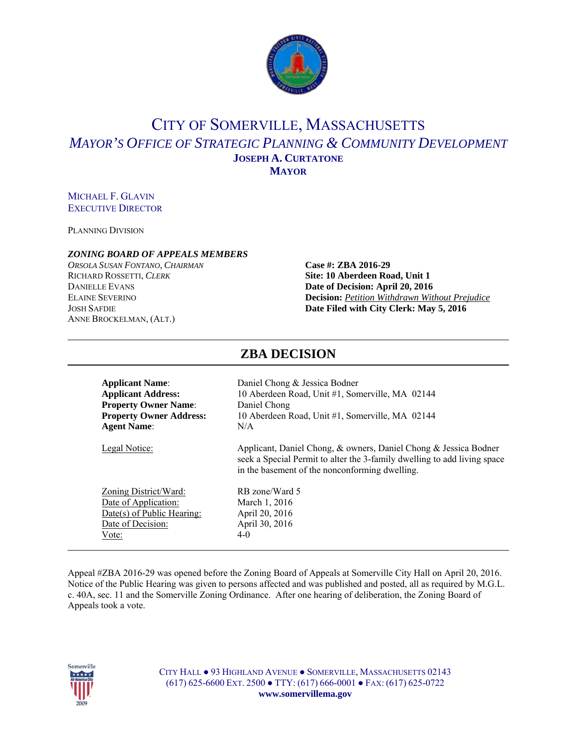# CITY OF SOMERVILLE, MASSACHUSETTS

## *MAYOR'S OFFICE OF STRATEGIC PLANNING & COMMUNITY DEVELOPMENT*

**JOSEPH A. CURTATONE**
**MAYOR**

MICHAEL F. GLAVIN
EXECUTIVE DIRECTOR

PLANNING DIVISION

***ZONING BOARD OF APPEALS MEMBERS***

*ORSOLA SUSAN FONTANO, CHAIRMAN*
RICHARD ROSSETTI, *CLERK*
DANIELLE EVANS
ELAINE SEVERINO
JOSH SAFDIE
ANNE BROCKELMAN, (ALT.)

**Case #: ZBA 2016-29**
**Site: 10 Aberdeen Road, Unit 1**
**Date of Decision: April 20, 2016**
**Decision:** ***Petition Withdrawn Without Prejudice***
**Date Filed with City Clerk: May 5, 2016**

## ZBA DECISION

**Applicant Name**: Daniel Chong & Jessica Bodner
**Applicant Address:** 10 Aberdeen Road, Unit #1, Somerville, MA 02144
**Property Owner Name**: Daniel Chong
**Property Owner Address:** 10 Aberdeen Road, Unit #1, Somerville, MA 02144
**Agent Name**: N/A

Legal Notice: Applicant, Daniel Chong, & owners, Daniel Chong & Jessica Bodner seek a Special Permit to alter the 3-family dwelling to add living space in the basement of the nonconforming dwelling.

Zoning District/Ward: RB zone/Ward 5
Date of Application: March 1, 2016
Date(s) of Public Hearing: April 20, 2016
Date of Decision: April 30, 2016
Vote: 4-0

Appeal #ZBA 2016-29 was opened before the Zoning Board of Appeals at Somerville City Hall on April 20, 2016. Notice of the Public Hearing was given to persons affected and was published and posted, all as required by M.G.L. c. 40A, sec. 11 and the Somerville Zoning Ordinance. After one hearing of deliberation, the Zoning Board of Appeals took a vote.

CITY HALL ● 93 HIGHLAND AVENUE ● SOMERVILLE, MASSACHUSETTS 02143
(617) 625-6600 EXT. 2500 ● TTY: (617) 666-0001 ● FAX: (617) 625-0722
**www.somervillema.gov**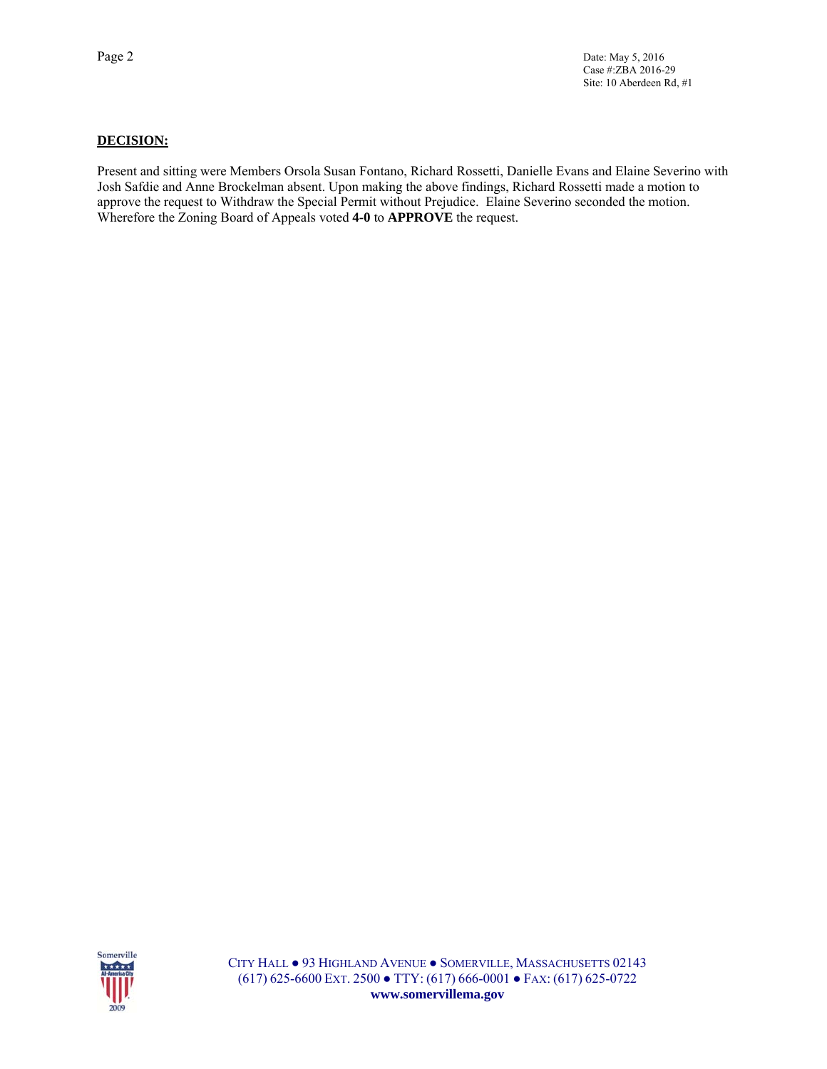**DECISION:**

Present and sitting were Members Orsola Susan Fontano, Richard Rossetti, Danielle Evans and Elaine Severino with Josh Safdie and Anne Brockelman absent. Upon making the above findings, Richard Rossetti made a motion to approve the request to Withdraw the Special Permit without Prejudice. Elaine Severino seconded the motion. Wherefore the Zoning Board of Appeals voted **4-0** to **APPROVE** the request.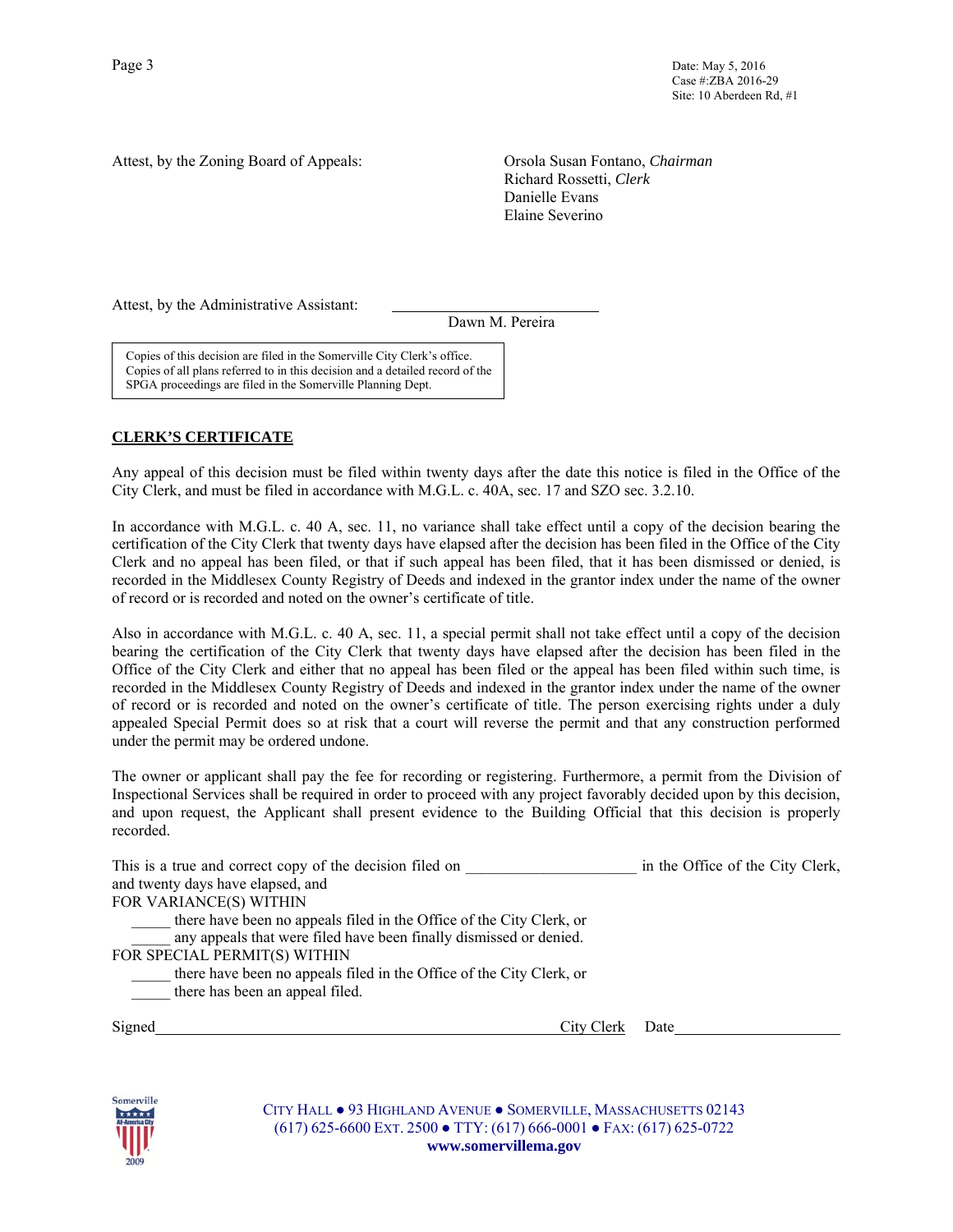Date: May 5, 2016
Case #:ZBA 2016-29
Site: 10 Aberdeen Rd, #1

Attest, by the Zoning Board of Appeals:

Orsola Susan Fontano, *Chairman*
Richard Rossetti, *Clerk*
Danielle Evans
Elaine Severino

Attest, by the Administrative Assistant: ______________________
Dawn M. Pereira

> Copies of this decision are filed in the Somerville City Clerk's office.
> Copies of all plans referred to in this decision and a detailed record of the SPGA proceedings are filed in the Somerville Planning Dept.

## CLERK'S CERTIFICATE

Any appeal of this decision must be filed within twenty days after the date this notice is filed in the Office of the City Clerk, and must be filed in accordance with M.G.L. c. 40A, sec. 17 and SZO sec. 3.2.10.

In accordance with M.G.L. c. 40 A, sec. 11, no variance shall take effect until a copy of the decision bearing the certification of the City Clerk that twenty days have elapsed after the decision has been filed in the Office of the City Clerk and no appeal has been filed, or that if such appeal has been filed, that it has been dismissed or denied, is recorded in the Middlesex County Registry of Deeds and indexed in the grantor index under the name of the owner of record or is recorded and noted on the owner's certificate of title.

Also in accordance with M.G.L. c. 40 A, sec. 11, a special permit shall not take effect until a copy of the decision bearing the certification of the City Clerk that twenty days have elapsed after the decision has been filed in the Office of the City Clerk and either that no appeal has been filed or the appeal has been filed within such time, is recorded in the Middlesex County Registry of Deeds and indexed in the grantor index under the name of the owner of record or is recorded and noted on the owner's certificate of title. The person exercising rights under a duly appealed Special Permit does so at risk that a court will reverse the permit and that any construction performed under the permit may be ordered undone.

The owner or applicant shall pay the fee for recording or registering. Furthermore, a permit from the Division of Inspectional Services shall be required in order to proceed with any project favorably decided upon by this decision, and upon request, the Applicant shall present evidence to the Building Official that this decision is properly recorded.

This is a true and correct copy of the decision filed on _____________________ in the Office of the City Clerk, and twenty days have elapsed, and

FOR VARIANCE(S) WITHIN

_____ there have been no appeals filed in the Office of the City Clerk, or
_____ any appeals that were filed have been finally dismissed or denied.

FOR SPECIAL PERMIT(S) WITHIN

_____ there have been no appeals filed in the Office of the City Clerk, or
_____ there has been an appeal filed.

Signed_____________________________________________ City Clerk Date_____________________

CITY HALL ● 93 HIGHLAND AVENUE ● SOMERVILLE, MASSACHUSETTS 02143
(617) 625-6600 EXT. 2500 ● TTY: (617) 666-0001 ● FAX: (617) 625-0722
**www.somervillema.gov**